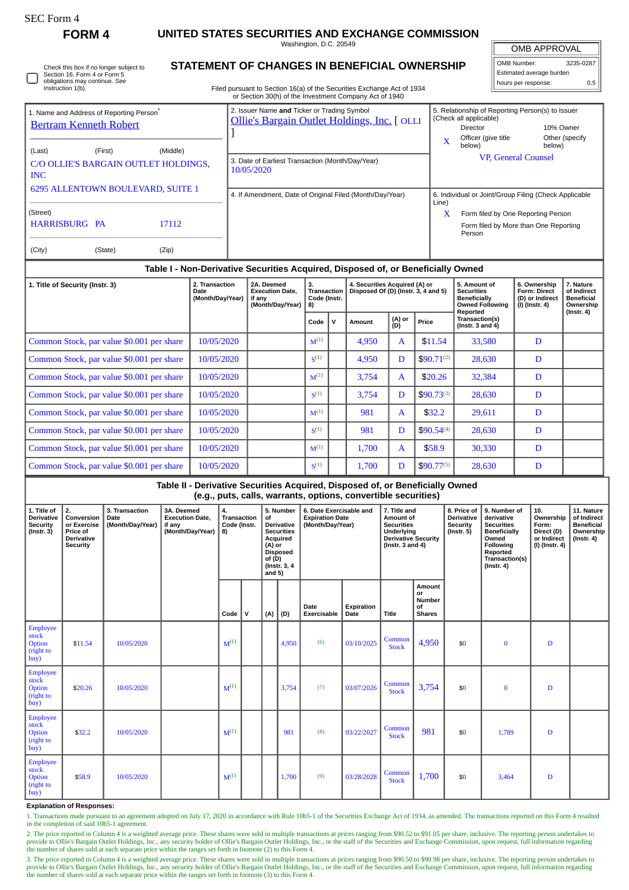SEC Form 4

**FORM 4**

# UNITED STATES SECURITIES AND EXCHANGE COMMISSION

Washington, D.C. 20549

## STATEMENT OF CHANGES IN BENEFICIAL OWNERSHIP

Filed pursuant to Section 16(a) of the Securities Exchange Act of 1934 or Section 30(h) of the Investment Company Act of 1940

| OMB APPROVAL | |
|---|---|
| OMB Number: | 3235-0287 |
| Estimated average burden | |
| hours per response: | 0.5 |

☐ Check this box if no longer subject to Section 16. Form 4 or Form 5 obligations may continue. *See* Instruction 1(b).

1. Name and Address of Reporting Person*
Bertram Kenneth Robert

(Last) (First) (Middle)
C/O OLLIE'S BARGAIN OUTLET HOLDINGS, INC
6295 ALLENTOWN BOULEVARD, SUITE 1

(Street)
HARRISBURG PA 17112

(City) (State) (Zip)

2. Issuer Name **and** Ticker or Trading Symbol
Ollie's Bargain Outlet Holdings, Inc. [ OLLI ]

3. Date of Earliest Transaction (Month/Day/Year)
10/05/2020

4. If Amendment, Date of Original Filed (Month/Day/Year)

5. Relationship of Reporting Person(s) to Issuer (Check all applicable)
Director | 10% Owner
X Officer (give title below) | Other (specify below)
VP, General Counsel

6. Individual or Joint/Group Filing (Check Applicable Line)
X Form filed by One Reporting Person
Form filed by More than One Reporting Person

### Table I - Non-Derivative Securities Acquired, Disposed of, or Beneficially Owned

| 1. Title of Security (Instr. 3) | 2. Transaction Date (Month/Day/Year) | 2A. Deemed Execution Date, if any (Month/Day/Year) | 3. Transaction Code (Instr. 8) | | 4. Securities Acquired (A) or Disposed Of (D) (Instr. 3, 4 and 5) | | | 5. Amount of Securities Beneficially Owned Following Reported Transaction(s) (Instr. 3 and 4) | 6. Ownership Form: Direct (D) or Indirect (I) (Instr. 4) | 7. Nature of Indirect Beneficial Ownership (Instr. 4) |
|---|---|---|---|---|---|---|---|---|---|---|
| | | | Code | V | Amount | (A) or (D) | Price | | | |
| Common Stock, par value $0.001 per share | 10/05/2020 | | M(1) | | 4,950 | A | $11.54 | 33,580 | D | |
| Common Stock, par value $0.001 per share | 10/05/2020 | | S(1) | | 4,950 | D | $90.71(2) | 28,630 | D | |
| Common Stock, par value $0.001 per share | 10/05/2020 | | M(1) | | 3,754 | A | $20.26 | 32,384 | D | |
| Common Stock, par value $0.001 per share | 10/05/2020 | | S(1) | | 3,754 | D | $90.73(3) | 28,630 | D | |
| Common Stock, par value $0.001 per share | 10/05/2020 | | M(1) | | 981 | A | $32.2 | 29,611 | D | |
| Common Stock, par value $0.001 per share | 10/05/2020 | | S(1) | | 981 | D | $90.54(4) | 28,630 | D | |
| Common Stock, par value $0.001 per share | 10/05/2020 | | M(1) | | 1,700 | A | $58.9 | 30,330 | D | |
| Common Stock, par value $0.001 per share | 10/05/2020 | | S(1) | | 1,700 | D | $90.77(5) | 28,630 | D | |

### Table II - Derivative Securities Acquired, Disposed of, or Beneficially Owned (e.g., puts, calls, warrants, options, convertible securities)

| 1. Title of Derivative Security (Instr. 3) | 2. Conversion or Exercise Price of Derivative Security | 3. Transaction Date (Month/Day/Year) | 3A. Deemed Execution Date, if any (Month/Day/Year) | 4. Transaction Code (Instr. 8) | | 5. Number of Derivative Securities Acquired (A) or Disposed of (D) (Instr. 3, 4 and 5) | | 6. Date Exercisable and Expiration Date (Month/Day/Year) | | 7. Title and Amount of Securities Underlying Derivative Security (Instr. 3 and 4) | | 8. Price of Derivative Security (Instr. 5) | 9. Number of derivative Securities Beneficially Owned Following Reported Transaction(s) (Instr. 4) | 10. Ownership Form: Direct (D) or Indirect (I) (Instr. 4) | 11. Nature of Indirect Beneficial Ownership (Instr. 4) |
|---|---|---|---|---|---|---|---|---|---|---|---|---|---|---|---|
| | | | | Code | V | (A) | (D) | Date Exercisable | Expiration Date | Title | Amount or Number of Shares | | | | |
| Employee stock Option (right to buy) | $11.54 | 10/05/2020 | | M(1) | | | 4,950 | (6) | 03/10/2025 | Common Stock | 4,950 | $0 | 0 | D | |
| Employee stock Option (right to buy) | $20.26 | 10/05/2020 | | M(1) | | | 3,754 | (7) | 03/07/2026 | Common Stock | 3,754 | $0 | 0 | D | |
| Employee stock Option (right to buy) | $32.2 | 10/05/2020 | | M(1) | | | 981 | (8) | 03/22/2027 | Common Stock | 981 | $0 | 1,789 | D | |
| Employee stock Option (right to buy) | $58.9 | 10/05/2020 | | M(1) | | | 1,700 | (9) | 03/28/2028 | Common Stock | 1,700 | $0 | 3,464 | D | |

**Explanation of Responses:**

1. Transactions made pursuant to an agreement adopted on July 17, 2020 in accordance with Rule 10b5-1 of the Securities Exchange Act of 1934, as amended. The transactions reported on this Form 4 resulted in the completion of said 10b5-1 agreement.

2. The price reported in Column 4 is a weighted average price. These shares were sold in multiple transactions at prices ranging from $90.52 to $91.05 per share, inclusive. The reporting person undertakes to provide to Ollie's Bargain Outlet Holdings, Inc., any security holder of Ollie's Bargain Outlet Holdings, Inc., or the staff of the Securities and Exchange Commission, upon request, full information regarding the number of shares sold at each separate price within the ranges set forth in footnote (2) to this Form 4.

3. The price reported in Column 4 is a weighted average price. These shares were sold in multiple transactions at prices ranging from $90.50 to $90.98 per share, inclusive. The reporting person undertakes to provide to Ollie's Bargain Outlet Holdings, Inc., any security holder of Ollie's Bargain Outlet Holdings, Inc., or the staff of the Securities and Exchange Commission, upon request, full information regarding the number of shares sold at each separate price within the ranges set forth in footnote (3) to this Form 4.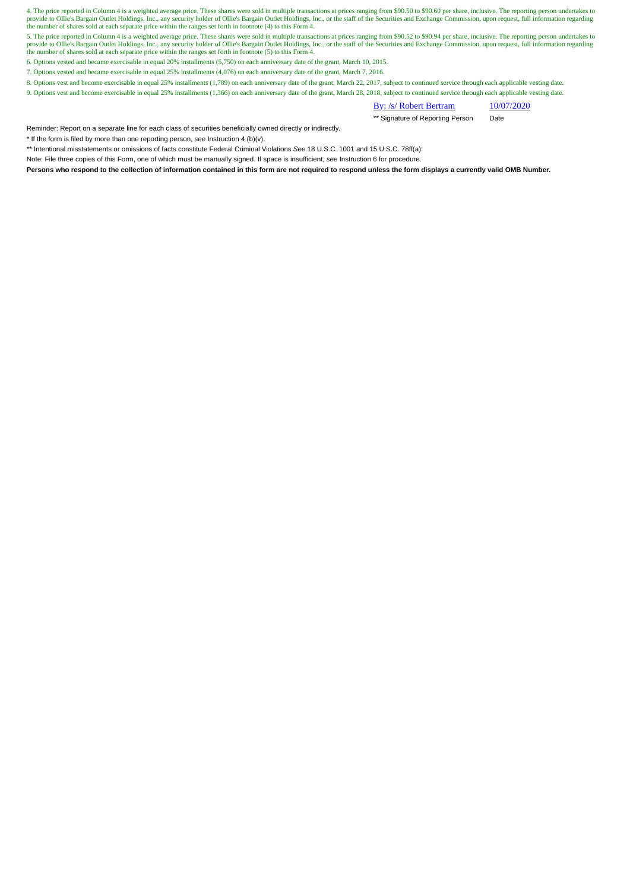4. The price reported in Column 4 is a weighted average price. These shares were sold in multiple transactions at prices ranging from $90.50 to $90.60 per share, inclusive. The reporting person undertakes to provide to Ollie's Bargain Outlet Holdings, Inc., any security holder of Ollie's Bargain Outlet Holdings, Inc., or the staff of the Securities and Exchange Commission, upon request, full information regarding the number of shares sold at each separate price within the ranges set forth in footnote (4) to this Form 4.

5. The price reported in Column 4 is a weighted average price. These shares were sold in multiple transactions at prices ranging from $90.52 to $90.94 per share, inclusive. The reporting person undertakes to provide to Ollie's Bargain Outlet Holdings, Inc., any security holder of Ollie's Bargain Outlet Holdings, Inc., or the staff of the Securities and Exchange Commission, upon request, full information regarding the number of shares sold at each separate price within the ranges set forth in footnote (5) to this Form 4.

6. Options vested and became exercisable in equal 20% installments (5,750) on each anniversary date of the grant, March 10, 2015.

7. Options vested and became exercisable in equal 25% installments (4,076) on each anniversary date of the grant, March 7, 2016.

8. Options vest and become exercisable in equal 25% installments (1,789) on each anniversary date of the grant, March 22, 2017, subject to continued service through each applicable vesting date.

9. Options vest and become exercisable in equal 25% installments (1,366) on each anniversary date of the grant, March 28, 2018, subject to continued service through each applicable vesting date.

| | |
|---|---|
| By: /s/ Robert Bertram | 10/07/2020 |
| ** Signature of Reporting Person | Date |

Reminder: Report on a separate line for each class of securities beneficially owned directly or indirectly.

* If the form is filed by more than one reporting person, *see* Instruction 4 (b)(v).

** Intentional misstatements or omissions of facts constitute Federal Criminal Violations *See* 18 U.S.C. 1001 and 15 U.S.C. 78ff(a).

Note: File three copies of this Form, one of which must be manually signed. If space is insufficient, *see* Instruction 6 for procedure.

**Persons who respond to the collection of information contained in this form are not required to respond unless the form displays a currently valid OMB Number.**